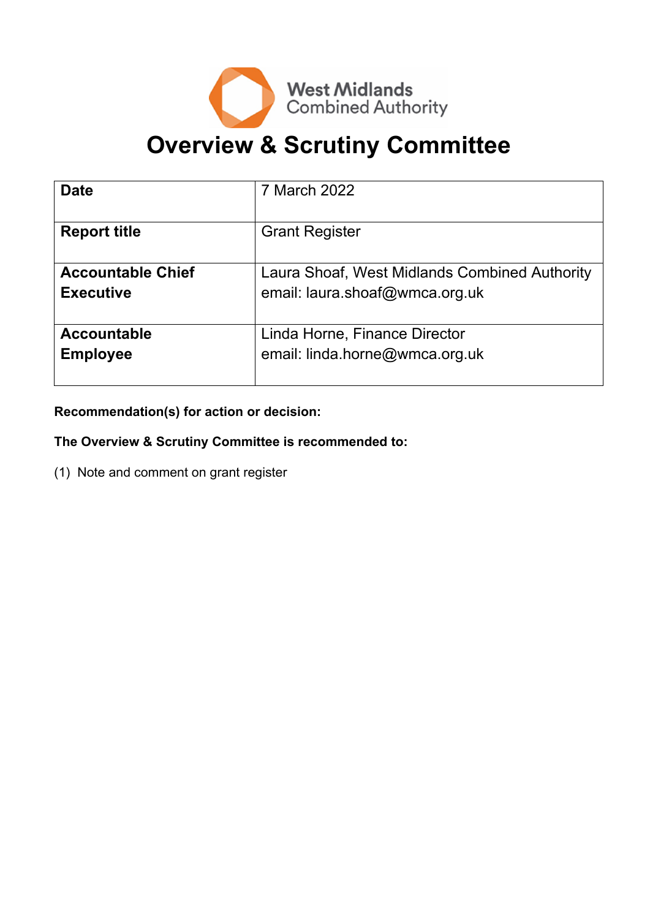West Midlands Combined Authority

# Overview & Scrutiny Committee

| | |
|---|---|
| **Date** | 7 March 2022 |
| **Report title** | Grant Register |
| **Accountable Chief Executive** | Laura Shoaf, West Midlands Combined Authority<br>email: laura.shoaf@wmca.org.uk |
| **Accountable Employee** | Linda Horne, Finance Director<br>email: linda.horne@wmca.org.uk |

**Recommendation(s) for action or decision:**

**The Overview & Scrutiny Committee is recommended to:**

(1) Note and comment on grant register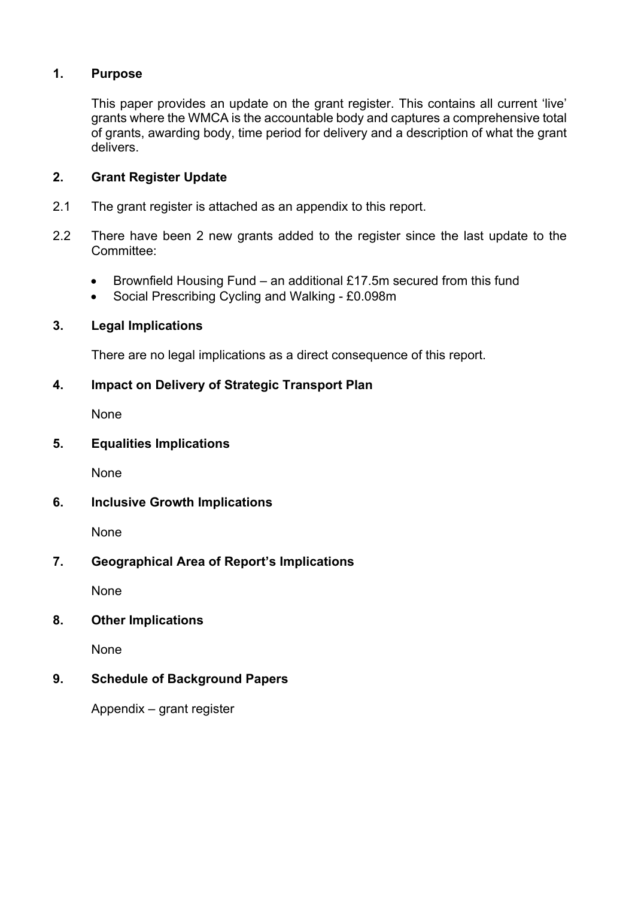## 1. Purpose

This paper provides an update on the grant register. This contains all current 'live' grants where the WMCA is the accountable body and captures a comprehensive total of grants, awarding body, time period for delivery and a description of what the grant delivers.

## 2. Grant Register Update

2.1 The grant register is attached as an appendix to this report.

2.2 There have been 2 new grants added to the register since the last update to the Committee:

- Brownfield Housing Fund – an additional £17.5m secured from this fund
- Social Prescribing Cycling and Walking - £0.098m

## 3. Legal Implications

There are no legal implications as a direct consequence of this report.

## 4. Impact on Delivery of Strategic Transport Plan

None

## 5. Equalities Implications

None

## 6. Inclusive Growth Implications

None

## 7. Geographical Area of Report's Implications

None

## 8. Other Implications

None

## 9. Schedule of Background Papers

Appendix – grant register